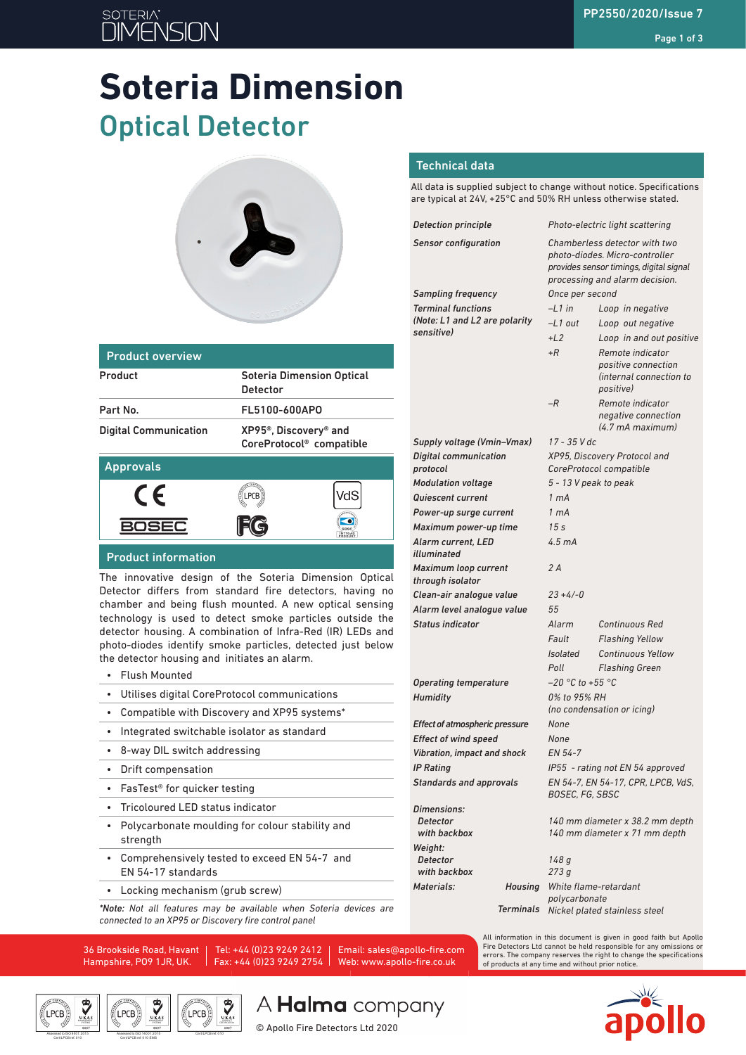# Soteria Dimension

## Optical Detector

### Product overview

| Product | Soteria Dimension Optical Detector |
|---|---|
| Part No. | FL5100-600APO |
| Digital Communication | XP95®, Discovery® and CoreProtocol® compatible |

### Approvals

CE, LPCB, VdS, BOSEC, FG, SBSC

### Product information

The innovative design of the Soteria Dimension Optical Detector differs from standard fire detectors, having no chamber and being flush mounted. A new optical sensing technology is used to detect smoke particles outside the detector housing. A combination of Infra-Red (IR) LEDs and photo-diodes identify smoke particles, detected just below the detector housing and initiates an alarm.

- Flush Mounted
- Utilises digital CoreProtocol communications
- Compatible with Discovery and XP95 systems*
- Integrated switchable isolator as standard
- 8-way DIL switch addressing
- Drift compensation
- FasTest® for quicker testing
- Tricoloured LED status indicator
- Polycarbonate moulding for colour stability and strength
- Comprehensively tested to exceed EN 54-7 and EN 54-17 standards
- Locking mechanism (grub screw)

**Note:* Not all features may be available when Soteria devices are connected to an XP95 or Discovery fire control panel*

### Technical data

All data is supplied subject to change without notice. Specifications are typical at 24V, +25°C and 50% RH unless otherwise stated.

| | | |
|---|---|---|
| *Detection principle* | *Photo-electric light scattering* | |
| *Sensor configuration* | *Chamberless detector with two photo-diodes. Micro-controller provides sensor timings, digital signal processing and alarm decision.* | |
| *Sampling frequency* | *Once per second* | |
| *Terminal functions (Note: L1 and L2 are polarity sensitive)* | *–L1 in* | *Loop in negative* |
| | *–L1 out* | *Loop out negative* |
| | *+L2* | *Loop in and out positive* |
| | *+R* | *Remote indicator positive connection (internal connection to positive)* |
| | *–R* | *Remote indicator negative connection (4.7 mA maximum)* |
| *Supply voltage (Vmin–Vmax)* | *17 - 35 V dc* | |
| *Digital communication protocol* | *XP95, Discovery Protocol and CoreProtocol compatible* | |
| *Modulation voltage* | *5 - 13 V peak to peak* | |
| *Quiescent current* | *1 mA* | |
| *Power-up surge current* | *1 mA* | |
| *Maximum power-up time* | *15 s* | |
| *Alarm current, LED illuminated* | *4.5 mA* | |
| *Maximum loop current through isolator* | *2 A* | |
| *Clean-air analogue value* | *23 +4/-0* | |
| *Alarm level analogue value* | *55* | |
| *Status indicator* | *Alarm* | *Continuous Red* |
| | *Fault* | *Flashing Yellow* |
| | *Isolated* | *Continuous Yellow* |
| | *Poll* | *Flashing Green* |
| *Operating temperature* | *–20 °C to +55 °C* | |
| *Humidity* | *0% to 95% RH (no condensation or icing)* | |
| *Effect of atmospheric pressure* | *None* | |
| *Effect of wind speed* | *None* | |
| *Vibration, impact and shock* | *EN 54-7* | |
| *IP Rating* | *IP55 - rating not EN 54 approved* | |
| *Standards and approvals* | *EN 54-7, EN 54-17, CPR, LPCB, VdS, BOSEC, FG, SBSC* | |
| *Dimensions:* | | |
| *Detector* | *140 mm diameter x 38.2 mm depth* | |
| *with backbox* | *140 mm diameter x 71 mm depth* | |
| *Weight:* | | |
| *Detector* | *148 g* | |
| *with backbox* | *273 g* | |
| *Materials: Housing* | *White flame-retardant polycarbonate* | |
| *Terminals* | *Nickel plated stainless steel* | |

36 Brookside Road, Havant Hampshire, PO9 1JR, UK. | Tel: +44 (0)23 9249 2412 Fax: +44 (0)23 9249 2754 | Email: sales@apollo-fire.com Web: www.apollo-fire.co.uk

All information in this document is given in good faith but Apollo Fire Detectors Ltd cannot be held responsible for any omissions or errors. The company reserves the right to change the specifications of products at any time and without prior notice.

A Halma company

© Apollo Fire Detectors Ltd 2020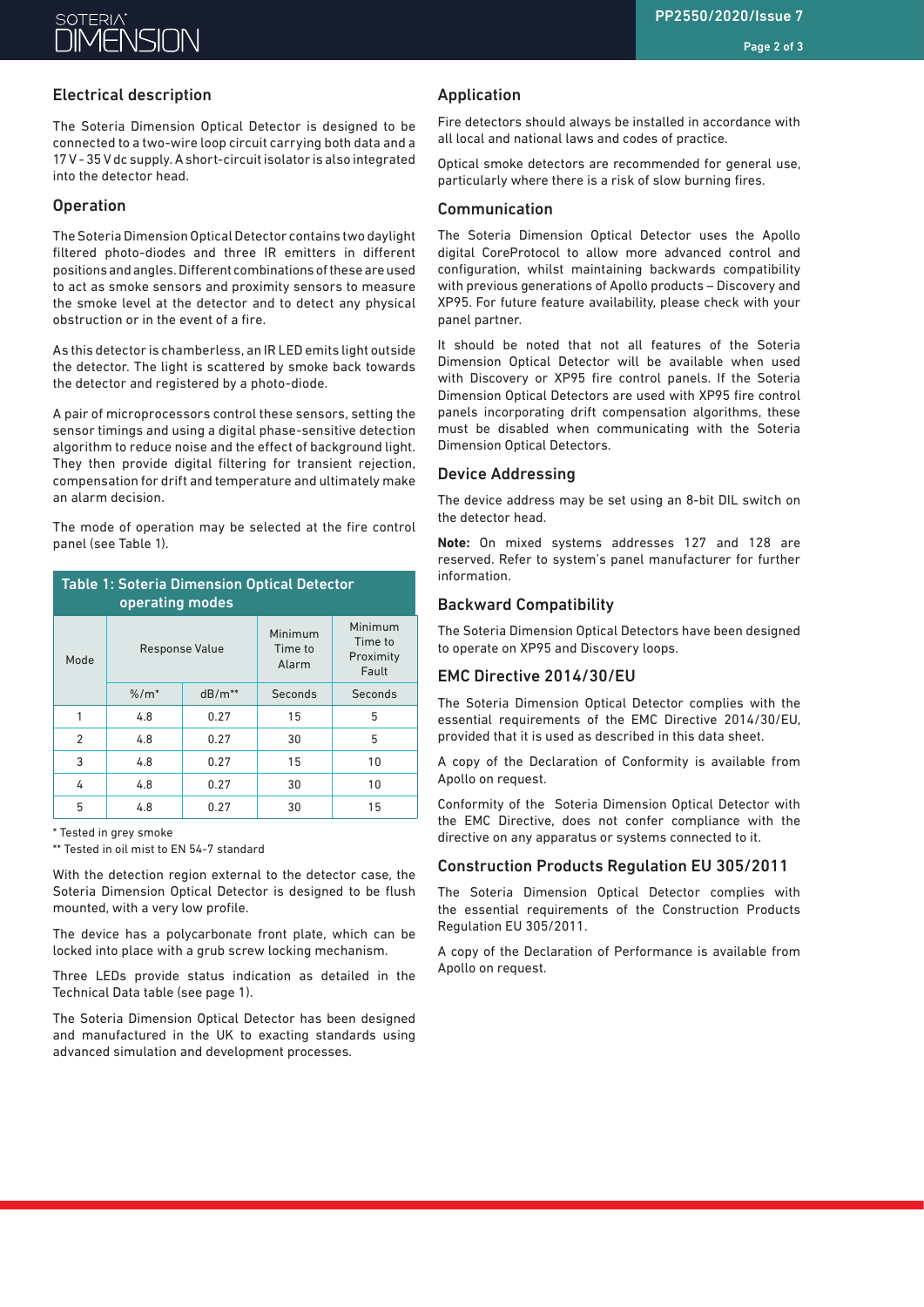## Electrical description

The Soteria Dimension Optical Detector is designed to be connected to a two-wire loop circuit carrying both data and a 17 V - 35 V dc supply. A short-circuit isolator is also integrated into the detector head.

## Operation

The Soteria Dimension Optical Detector contains two daylight filtered photo-diodes and three IR emitters in different positions and angles. Different combinations of these are used to act as smoke sensors and proximity sensors to measure the smoke level at the detector and to detect any physical obstruction or in the event of a fire.

As this detector is chamberless, an IR LED emits light outside the detector. The light is scattered by smoke back towards the detector and registered by a photo-diode.

A pair of microprocessors control these sensors, setting the sensor timings and using a digital phase-sensitive detection algorithm to reduce noise and the effect of background light. They then provide digital filtering for transient rejection, compensation for drift and temperature and ultimately make an alarm decision.

The mode of operation may be selected at the fire control panel (see Table 1).

**Table 1: Soteria Dimension Optical Detector operating modes**

| Mode | Response Value | | Minimum Time to Alarm | Minimum Time to Proximity Fault |
|---|---|---|---|---|
| | %/m* | dB/m** | Seconds | Seconds |
| 1 | 4.8 | 0.27 | 15 | 5 |
| 2 | 4.8 | 0.27 | 30 | 5 |
| 3 | 4.8 | 0.27 | 15 | 10 |
| 4 | 4.8 | 0.27 | 30 | 10 |
| 5 | 4.8 | 0.27 | 30 | 15 |

\* Tested in grey smoke

\** Tested in oil mist to EN 54-7 standard

With the detection region external to the detector case, the Soteria Dimension Optical Detector is designed to be flush mounted, with a very low profile.

The device has a polycarbonate front plate, which can be locked into place with a grub screw locking mechanism.

Three LEDs provide status indication as detailed in the Technical Data table (see page 1).

The Soteria Dimension Optical Detector has been designed and manufactured in the UK to exacting standards using advanced simulation and development processes.

## Application

Fire detectors should always be installed in accordance with all local and national laws and codes of practice.

Optical smoke detectors are recommended for general use, particularly where there is a risk of slow burning fires.

## Communication

The Soteria Dimension Optical Detector uses the Apollo digital CoreProtocol to allow more advanced control and configuration, whilst maintaining backwards compatibility with previous generations of Apollo products – Discovery and XP95. For future feature availability, please check with your panel partner.

It should be noted that not all features of the Soteria Dimension Optical Detector will be available when used with Discovery or XP95 fire control panels. If the Soteria Dimension Optical Detectors are used with XP95 fire control panels incorporating drift compensation algorithms, these must be disabled when communicating with the Soteria Dimension Optical Detectors.

## Device Addressing

The device address may be set using an 8-bit DIL switch on the detector head.

**Note:** On mixed systems addresses 127 and 128 are reserved. Refer to system's panel manufacturer for further information.

## Backward Compatibility

The Soteria Dimension Optical Detectors have been designed to operate on XP95 and Discovery loops.

## EMC Directive 2014/30/EU

The Soteria Dimension Optical Detector complies with the essential requirements of the EMC Directive 2014/30/EU, provided that it is used as described in this data sheet.

A copy of the Declaration of Conformity is available from Apollo on request.

Conformity of the Soteria Dimension Optical Detector with the EMC Directive, does not confer compliance with the directive on any apparatus or systems connected to it.

## Construction Products Regulation EU 305/2011

The Soteria Dimension Optical Detector complies with the essential requirements of the Construction Products Regulation EU 305/2011.

A copy of the Declaration of Performance is available from Apollo on request.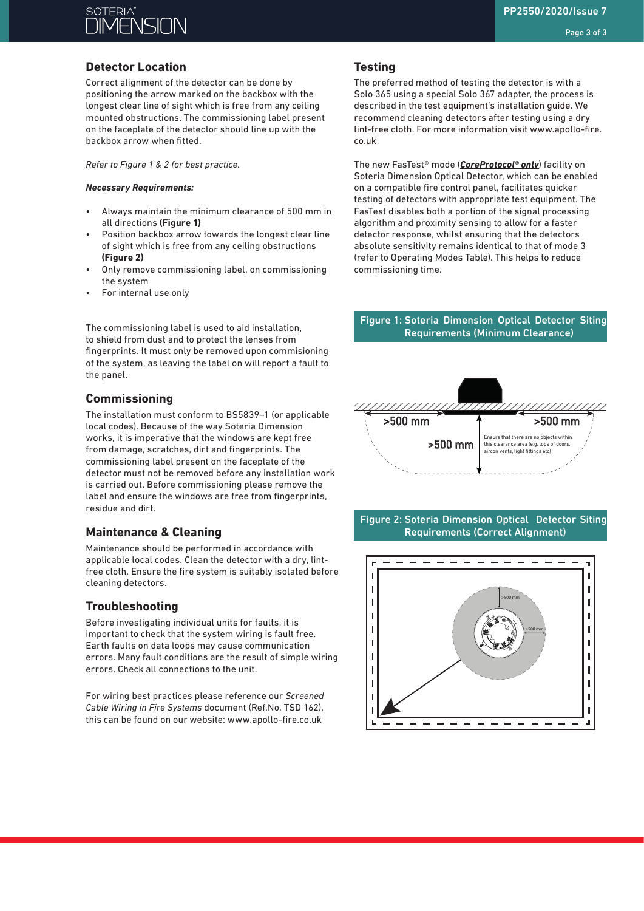## Detector Location

Correct alignment of the detector can be done by positioning the arrow marked on the backbox with the longest clear line of sight which is free from any ceiling mounted obstructions. The commissioning label present on the faceplate of the detector should line up with the backbox arrow when fitted.

*Refer to Figure 1 & 2 for best practice.*

***Necessary Requirements:***

- Always maintain the minimum clearance of 500 mm in all directions **(Figure 1)**
- Position backbox arrow towards the longest clear line of sight which is free from any ceiling obstructions **(Figure 2)**
- Only remove commissioning label, on commissioning the system
- For internal use only

The commissioning label is used to aid installation, to shield from dust and to protect the lenses from fingerprints. It must only be removed upon commisioning of the system, as leaving the label on will report a fault to the panel.

## Commissioning

The installation must conform to BS5839–1 (or applicable local codes). Because of the way Soteria Dimension works, it is imperative that the windows are kept free from damage, scratches, dirt and fingerprints. The commissioning label present on the faceplate of the detector must not be removed before any installation work is carried out. Before commissioning please remove the label and ensure the windows are free from fingerprints, residue and dirt.

## Maintenance & Cleaning

Maintenance should be performed in accordance with applicable local codes. Clean the detector with a dry, lint-free cloth. Ensure the fire system is suitably isolated before cleaning detectors.

## Troubleshooting

Before investigating individual units for faults, it is important to check that the system wiring is fault free. Earth faults on data loops may cause communication errors. Many fault conditions are the result of simple wiring errors. Check all connections to the unit.

For wiring best practices please reference our *Screened Cable Wiring in Fire Systems* document (Ref.No. TSD 162), this can be found on our website: www.apollo-fire.co.uk

## Testing

The preferred method of testing the detector is with a Solo 365 using a special Solo 367 adapter, the process is described in the test equipment's installation guide. We recommend cleaning detectors after testing using a dry lint-free cloth. For more information visit www.apollo-fire.co.uk

The new FasTest® mode (***CoreProtocol® only***) facility on Soteria Dimension Optical Detector, which can be enabled on a compatible fire control panel, facilitates quicker testing of detectors with appropriate test equipment. The FasTest disables both a portion of the signal processing algorithm and proximity sensing to allow for a faster detector response, whilst ensuring that the detectors absolute sensitivity remains identical to that of mode 3 (refer to Operating Modes Table). This helps to reduce commissioning time.

**Figure 1: Soteria Dimension Optical Detector Siting Requirements (Minimum Clearance)**

>500 mm

>500 mm

>500 mm

Ensure that there are no objects within this clearance area (e.g. tops of doors, aircon vents, light fittings etc)

**Figure 2: Soteria Dimension Optical Detector Siting Requirements (Correct Alignment)**

>500 mm

>500 mm